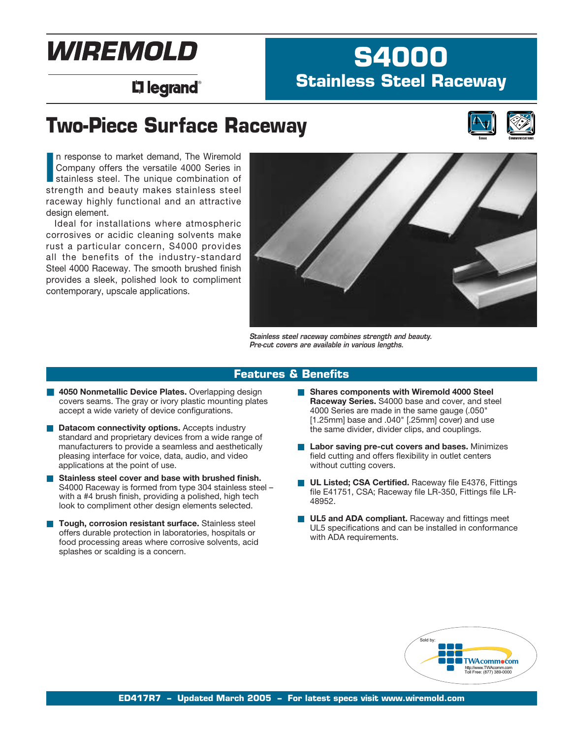# WIREMOLD

legrand

## S4000

## Stainless Steel Raceway

# Two-Piece Surface Raceway

In response to market demand, The Wiremold Company offers the versatile 4000 Series in stainless steel. The unique combination of strength and beauty makes stainless steel raceway highly functional and an attractive design element.

Ideal for installations where atmospheric corrosives or acidic cleaning solvents make rust a particular concern, S4000 provides all the benefits of the industry-standard Steel 4000 Raceway. The smooth brushed finish provides a sleek, polished look to compliment contemporary, upscale applications.

*Stainless steel raceway combines strength and beauty. Pre-cut covers are available in various lengths.*

## Features & Benefits

- **4050 Nonmetallic Device Plates.** Overlapping design covers seams. The gray or ivory plastic mounting plates accept a wide variety of device configurations.
- **Datacom connectivity options.** Accepts industry standard and proprietary devices from a wide range of manufacturers to provide a seamless and aesthetically pleasing interface for voice, data, audio, and video applications at the point of use.
- **Stainless steel cover and base with brushed finish.** S4000 Raceway is formed from type 304 stainless steel – with a #4 brush finish, providing a polished, high tech look to compliment other design elements selected.
- **Tough, corrosion resistant surface.** Stainless steel offers durable protection in laboratories, hospitals or food processing areas where corrosive solvents, acid splashes or scalding is a concern.
- **Shares components with Wiremold 4000 Steel Raceway Series.** S4000 base and cover, and steel 4000 Series are made in the same gauge (.050" [1.25mm] base and .040" [.25mm] cover) and use the same divider, divider clips, and couplings.
- **Labor saving pre-cut covers and bases.** Minimizes field cutting and offers flexibility in outlet centers without cutting covers.
- **UL Listed; CSA Certified.** Raceway file E4376, Fittings file E41751, CSA; Raceway file LR-350, Fittings file LR-48952.
- **UL5 and ADA compliant.** Raceway and fittings meet UL5 specifications and can be installed in conformance with ADA requirements.

Sold by: TWAcomm.com http://www.TWAcomm.com Toll Free: (877) 389-0000

ED417R7 – Updated March 2005 – For latest specs visit www.wiremold.com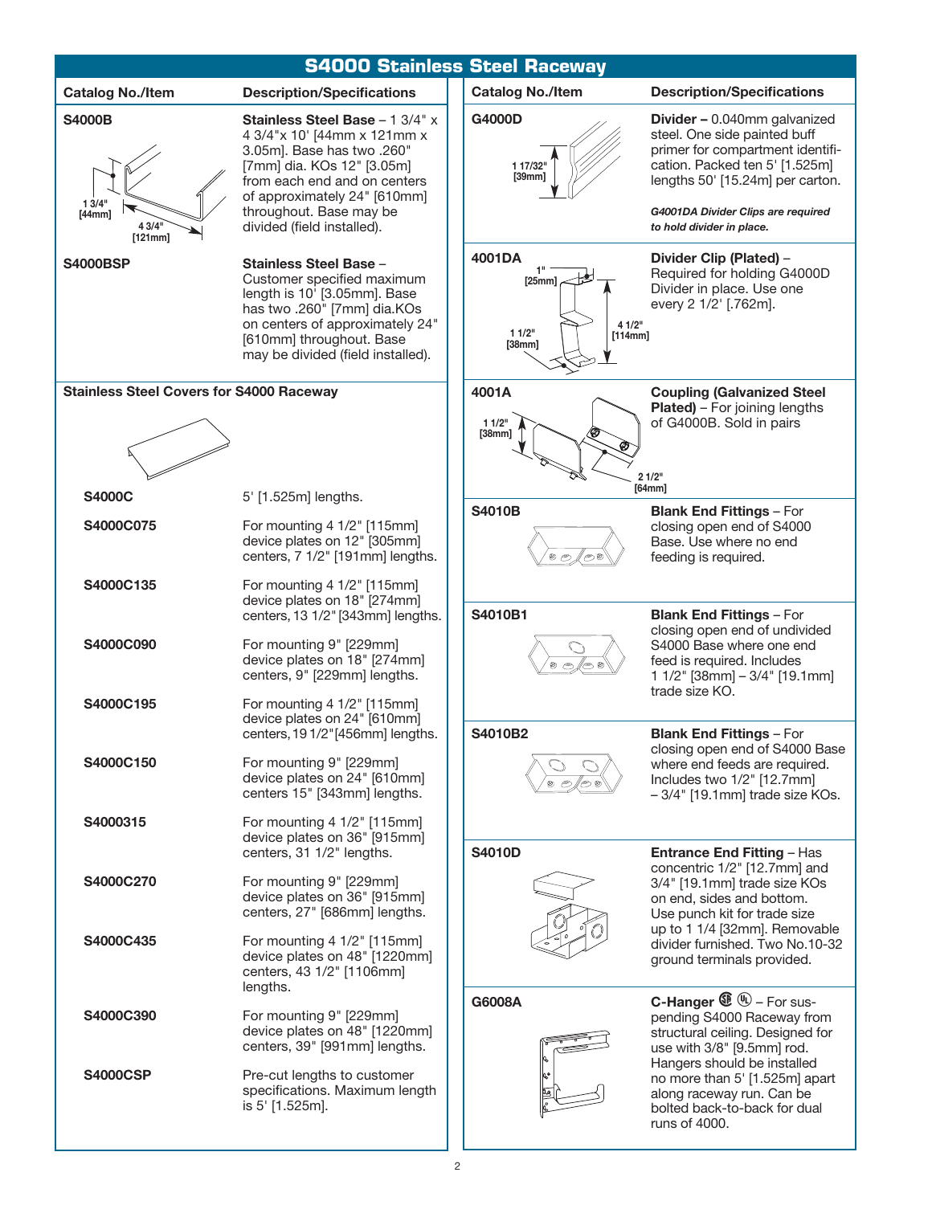# S4000 Stainless Steel Raceway

| Catalog No./Item | Description/Specifications |
|---|---|
| **S4000B** | **Stainless Steel Base** – 1 3/4" x 4 3/4"x 10' [44mm x 121mm x 3.05m]. Base has two .260" [7mm] dia. KOs 12" [3.05m] from each end and on centers of approximately 24" [610mm] throughout. Base may be divided (field installed). |
| **S4000BSP** | **Stainless Steel Base** – Customer specified maximum length is 10' [3.05mm]. Base has two .260" [7mm] dia.KOs on centers of approximately 24" [610mm] throughout. Base may be divided (field installed). |

**Stainless Steel Covers for S4000 Raceway**

| Catalog No./Item | Description/Specifications |
|---|---|
| **S4000C** | 5' [1.525m] lengths. |
| **S4000C075** | For mounting 4 1/2" [115mm] device plates on 12" [305mm] centers, 7 1/2" [191mm] lengths. |
| **S4000C135** | For mounting 4 1/2" [115mm] device plates on 18" [274mm] centers, 13 1/2" [343mm] lengths. |
| **S4000C090** | For mounting 9" [229mm] device plates on 18" [274mm] centers, 9" [229mm] lengths. |
| **S4000C195** | For mounting 4 1/2" [115mm] device plates on 24" [610mm] centers, 19 1/2"[456mm] lengths. |
| **S4000C150** | For mounting 9" [229mm] device plates on 24" [610mm] centers 15" [343mm] lengths. |
| **S4000315** | For mounting 4 1/2" [115mm] device plates on 36" [915mm] centers, 31 1/2" lengths. |
| **S4000C270** | For mounting 9" [229mm] device plates on 36" [915mm] centers, 27" [686mm] lengths. |
| **S4000C435** | For mounting 4 1/2" [115mm] device plates on 48" [1220mm] centers, 43 1/2" [1106mm] lengths. |
| **S4000C390** | For mounting 9" [229mm] device plates on 48" [1220mm] centers, 39" [991mm] lengths. |
| **S4000CSP** | Pre-cut lengths to customer specifications. Maximum length is 5' [1.525m]. |

| Catalog No./Item | Description/Specifications |
|---|---|
| **G4000D** | **Divider –** 0.040mm galvanized steel. One side painted buff primer for compartment identification. Packed ten 5' [1.525m] lengths 50' [15.24m] per carton. ***G4001DA Divider Clips are required to hold divider in place.*** |
| **4001DA** | **Divider Clip (Plated)** – Required for holding G4000D Divider in place. Use one every 2 1/2' [.762m]. |
| **4001A** | **Coupling (Galvanized Steel Plated)** – For joining lengths of G4000B. Sold in pairs |
| **S4010B** | **Blank End Fittings** – For closing open end of S4000 Base. Use where no end feeding is required. |
| **S4010B1** | **Blank End Fittings** – For closing open end of undivided S4000 Base where one end feed is required. 1 1/2" [38mm] – 3/4" [19.1mm] trade size KO. |
| **S4010B2** | **Blank End Fittings** – For closing open end of S4000 Base where end feeds are required. Includes two 1/2" [12.7mm] – 3/4" [19.1mm] trade size KOs. |
| **S4010D** | **Entrance End Fitting** – Has concentric 1/2" [12.7mm] and 3/4" [19.1mm] trade size KOs on end, sides and bottom. Use punch kit for trade size up to 1 1/4 [32mm]. Removable divider furnished. Two No.10-32 ground terminals provided. |
| **G6008A** | **C-Hanger** – For suspending S4000 Raceway from structural ceiling. Designed for use with 3/8" [9.5mm] rod. Hangers should be installed no more than 5' [1.525m] apart along raceway run. Can be bolted back-to-back for dual runs of 4000. |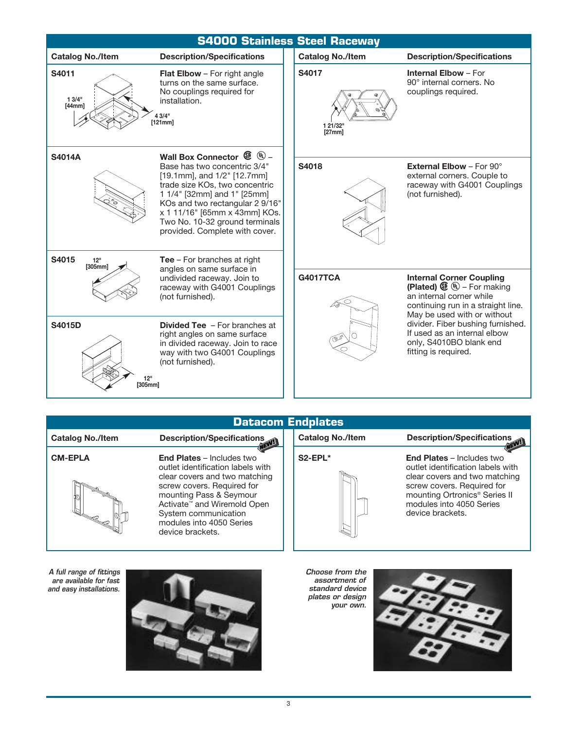## S4000 Stainless Steel Raceway

| Catalog No./Item | Description/Specifications |
|---|---|
| **S4011** (1 3/4" [44mm]; 4 3/4" [121mm]) | **Flat Elbow** – For right angle turns on the same surface. No couplings required for installation. |
| **S4014A** | **Wall Box Connector** – Base has two concentric 3/4" [19.1mm], and 1/2" [12.7mm] trade size KOs, two concentric 1 1/4" [32mm] and 1" [25mm] KOs and two rectangular 2 9/16" x 1 11/16" [65mm x 43mm] KOs. Two No. 10-32 ground terminals provided. Complete with cover. |
| **S4015** (12" [305mm]) | **Tee** – For branches at right angles on same surface in undivided raceway. Join to raceway with G4001 Couplings (not furnished). |
| **S4015D** (12" [305mm]) | **Divided Tee** – For branches at right angles on same surface in divided raceway. Join to race way with two G4001 Couplings (not furnished). |
| **S4017** (1 21/32" [27mm]) | **Internal Elbow** – For 90° internal corners. No couplings required. |
| **S4018** | **External Elbow** – For 90° external corners. Couple to raceway with G4001 Couplings (not furnished). |
| **G4017TCA** | **Internal Corner Coupling (Plated)** – For making an internal corner while continuing run in a straight line. May be used with or without divider. Fiber bushing furnished. If used as an internal elbow only, S4010BO blank end fitting is required. |

## Datacom Endplates

| Catalog No./Item | Description/Specifications |
|---|---|
| **CM-EPLA** | NEW! **End Plates** – Includes two outlet identification labels with clear covers and two matching screw covers. Required for mounting Pass & Seymour Activate™ and Wiremold Open System communication modules into 4050 Series device brackets. |
| **S2-EPL*** | NEW! **End Plates** – Includes two outlet identification labels with clear covers and two matching screw covers. Required for mounting Ortronics® Series II modules into 4050 Series device brackets. |

*A full range of fittings are available for fast and easy installations.*

*Choose from the assortment of standard device plates or design your own.*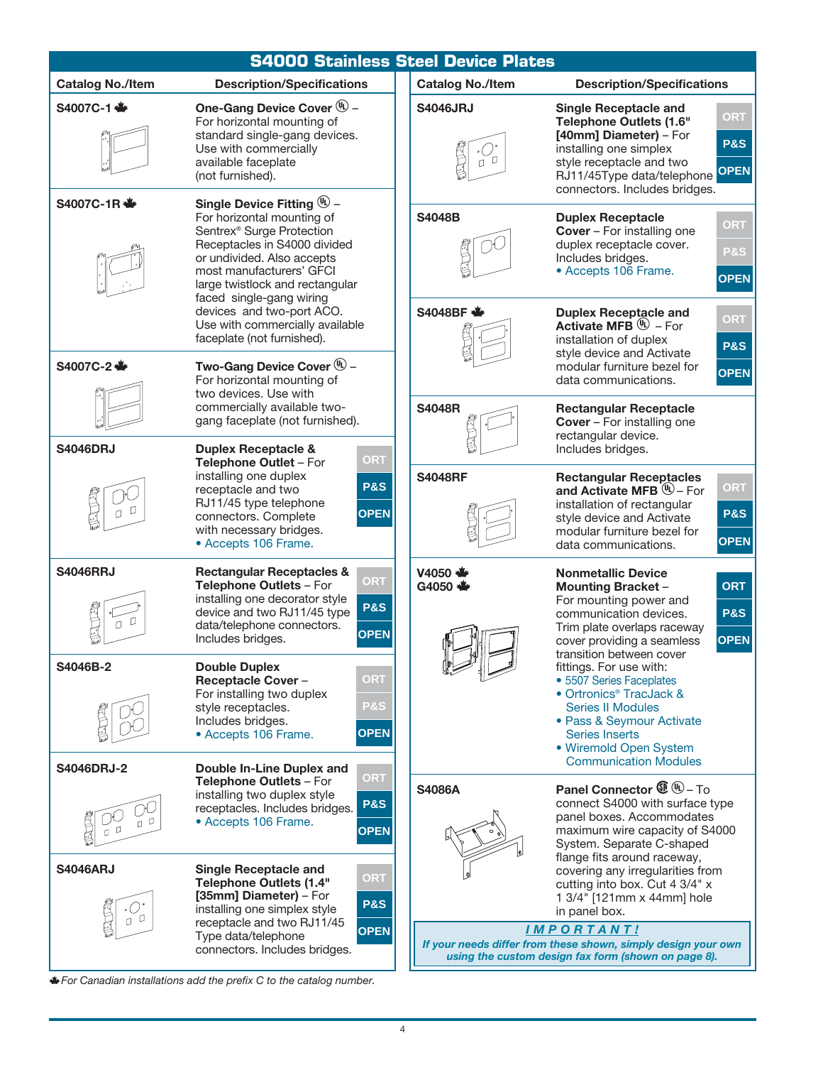# S4000 Stainless Steel Device Plates

| Catalog No./Item | Description/Specifications |
|---|---|
| S4007C-1 ♣ | **One-Gang Device Cover** Ⓤ – For horizontal mounting of standard single-gang devices. Use with commercially available faceplate (not furnished). |
| S4007C-1R ♣ | **Single Device Fitting** Ⓤ – For horizontal mounting of Sentrex® Surge Protection Receptacles in S4000 divided or undivided. Also accepts most manufacturers' GFCI large twistlock and rectangular faced single-gang wiring devices and two-port ACO. Use with commercially available faceplate (not furnished). |
| S4007C-2 ♣ | **Two-Gang Device Cover** Ⓤ – For horizontal mounting of two devices. Use with commercially available two-gang faceplate (not furnished). |
| S4046DRJ | **Duplex Receptacle & Telephone Outlet** – For installing one duplex receptacle and two RJ11/45 type telephone connectors. Complete with necessary bridges. • Accepts 106 Frame. ORT / P&S / OPEN |
| S4046RRJ | **Rectangular Receptacles & Telephone Outlets** – For installing one decorator style device and two RJ11/45 type data/telephone connectors. Includes bridges. ORT / P&S / OPEN |
| S4046B-2 | **Double Duplex Receptacle Cover** – For installing two duplex style receptacles. Includes bridges. • Accepts 106 Frame. ORT / P&S / OPEN |
| S4046DRJ-2 | **Double In-Line Duplex and Telephone Outlets** – For installing two duplex style receptacles. Includes bridges. • Accepts 106 Frame. ORT / P&S / OPEN |
| S4046ARJ | **Single Receptacle and Telephone Outlets (1.4" [35mm] Diameter)** – For installing one simplex style receptacle and two RJ11/45 Type data/telephone connectors. Includes bridges. ORT / P&S / OPEN |
| S4046JRJ | **Single Receptacle and Telephone Outlets (1.6" [40mm] Diameter)** – For installing one simplex style receptacle and two RJ11/45Type data/telephone connectors. Includes bridges. ORT / P&S / OPEN |
| S4048B | **Duplex Receptacle Cover** – For installing one duplex receptacle cover. Includes bridges. • Accepts 106 Frame. ORT / P&S / OPEN |
| S4048BF ♣ | **Duplex Receptacle and Activate MFB** Ⓤ – For installation of duplex style device and Activate modular furniture bezel for data communications. ORT / P&S / OPEN |
| S4048R | **Rectangular Receptacle Cover** – For installing one rectangular device. Includes bridges. |
| S4048RF | **Rectangular Receptacles and Activate MFB** Ⓤ – For installation of rectangular style device and Activate modular furniture bezel for data communications. ORT / P&S / OPEN |
| V4050 ♣ G4050 ♣ | **Nonmetallic Device Mounting Bracket** – For mounting power and communication devices. Trim plate overlaps raceway cover providing a seamless transition between cover fittings. For use with: • 5507 Series Faceplates • Ortronics® TracJack & Series II Modules • Pass & Seymour Activate Series Inserts • Wiremold Open System Communication Modules. ORT / P&S / OPEN |
| S4086A | **Panel Connector** Ⓢ Ⓤ – To connect S4000 with surface type panel boxes. Accommodates maximum wire capacity of S4000 System. Separate C-shaped flange fits around raceway, covering any irregularities from cutting into box. Cut 4 3/4" x 1 3/4" [121mm x 44mm] hole in panel box. |

***IMPORTANT!***

***If your needs differ from these shown, simply design your own using the custom design fax form (shown on page 8).***

♣ *For Canadian installations add the prefix C to the catalog number.*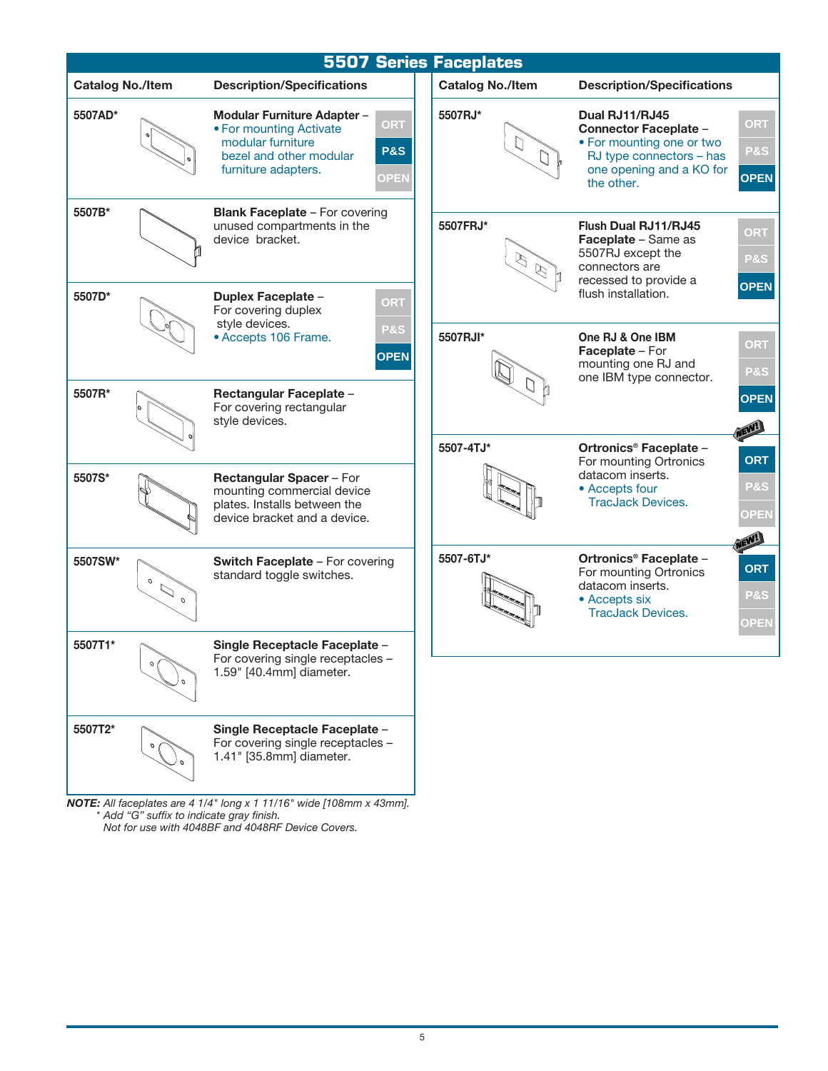# 5507 Series Faceplates

| Catalog No./Item | Description/Specifications |
|---|---|
| 5507AD* | **Modular Furniture Adapter** – • For mounting Activate modular furniture bezel and other modular furniture adapters. (ORT / **P&S** / OPEN) |
| 5507B* | **Blank Faceplate** – For covering unused compartments in the device bracket. |
| 5507D* | **Duplex Faceplate** – For covering duplex style devices. • Accepts 106 Frame. (ORT / P&S / **OPEN**) |
| 5507R* | **Rectangular Faceplate** – For covering rectangular style devices. |
| 5507S* | **Rectangular Spacer** – For mounting commercial device plates. Installs between the device bracket and a device. |
| 5507SW* | **Switch Faceplate** – For covering standard toggle switches. |
| 5507T1* | **Single Receptacle Faceplate** – For covering single receptacles – 1.59" [40.4mm] diameter. |
| 5507T2* | **Single Receptacle Faceplate** – For covering single receptacles – 1.41" [35.8mm] diameter. |
| 5507RJ* | **Dual RJ11/RJ45 Connector Faceplate** – • For mounting one or two RJ type connectors – has one opening and a KO for the other. (ORT / P&S / **OPEN**) |
| 5507FRJ* | **Flush Dual RJ11/RJ45 Faceplate** – Same as 5507RJ except the connectors are recessed to provide a flush installation. (ORT / P&S / **OPEN**) |
| 5507RJI* | **One RJ & One IBM Faceplate** – For mounting one RJ and one IBM type connector. (ORT / P&S / **OPEN**) |
| 5507-4TJ* | NEW! **Ortronics® Faceplate** – For mounting Ortronics datacom inserts. • Accepts four TracJack Devices. (**ORT** / P&S / OPEN) |
| 5507-6TJ* | NEW! **Ortronics® Faceplate** – For mounting Ortronics datacom inserts. • Accepts six TracJack Devices. (**ORT** / P&S / OPEN) |

***NOTE:*** *All faceplates are 4 1/4" long x 1 11/16" wide [108mm x 43mm].*
*\* Add "G" suffix to indicate gray finish.*
*Not for use with 4048BF and 4048RF Device Covers.*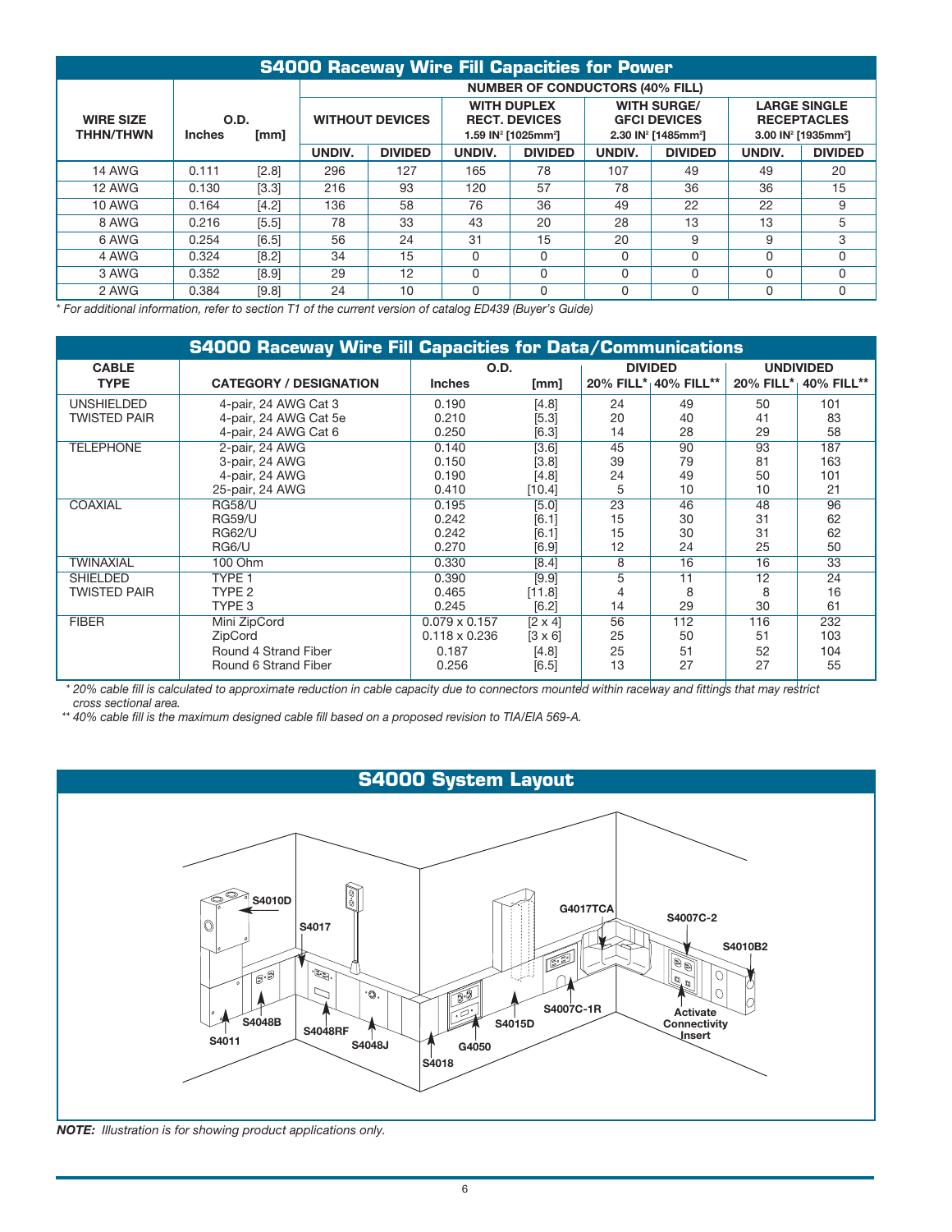## S4000 Raceway Wire Fill Capacities for Power

| WIRE SIZE THHN/THWN | O.D. Inches | O.D. [mm] | NUMBER OF CONDUCTORS (40% FILL) | | | | | | | |
|---|---|---|---|---|---|---|---|---|---|---|
| | | | WITHOUT DEVICES | | WITH DUPLEX RECT. DEVICES 1.59 IN² [1025mm²] | | WITH SURGE/ GFCI DEVICES 2.30 IN² [1485mm²] | | LARGE SINGLE RECEPTACLES 3.00 IN² [1935mm²] | |
| | | | UNDIV. | DIVIDED | UNDIV. | DIVIDED | UNDIV. | DIVIDED | UNDIV. | DIVIDED |
| 14 AWG | 0.111 | [2.8] | 296 | 127 | 165 | 78 | 107 | 49 | 49 | 20 |
| 12 AWG | 0.130 | [3.3] | 216 | 93 | 120 | 57 | 78 | 36 | 36 | 15 |
| 10 AWG | 0.164 | [4.2] | 136 | 58 | 76 | 36 | 49 | 22 | 22 | 9 |
| 8 AWG | 0.216 | [5.5] | 78 | 33 | 43 | 20 | 28 | 13 | 13 | 5 |
| 6 AWG | 0.254 | [6.5] | 56 | 24 | 31 | 15 | 20 | 9 | 9 | 3 |
| 4 AWG | 0.324 | [8.2] | 34 | 15 | 0 | 0 | 0 | 0 | 0 | 0 |
| 3 AWG | 0.352 | [8.9] | 29 | 12 | 0 | 0 | 0 | 0 | 0 | 0 |
| 2 AWG | 0.384 | [9.8] | 24 | 10 | 0 | 0 | 0 | 0 | 0 | 0 |

*\* For additional information, refer to section T1 of the current version of catalog ED439 (Buyer's Guide)*

## S4000 Raceway Wire Fill Capacities for Data/Communications

| CABLE TYPE | CATEGORY / DESIGNATION | O.D. Inches | O.D. [mm] | DIVIDED 20% FILL* | DIVIDED 40% FILL** | UNDIVIDED 20% FILL* | UNDIVIDED 40% FILL** |
|---|---|---|---|---|---|---|---|
| UNSHIELDED TWISTED PAIR | 4-pair, 24 AWG Cat 3 | 0.190 | [4.8] | 24 | 49 | 50 | 101 |
| | 4-pair, 24 AWG Cat 5e | 0.210 | [5.3] | 20 | 40 | 41 | 83 |
| | 4-pair, 24 AWG Cat 6 | 0.250 | [6.3] | 14 | 28 | 29 | 58 |
| TELEPHONE | 2-pair, 24 AWG | 0.140 | [3.6] | 45 | 90 | 93 | 187 |
| | 3-pair, 24 AWG | 0.150 | [3.8] | 39 | 79 | 81 | 163 |
| | 4-pair, 24 AWG | 0.190 | [4.8] | 24 | 49 | 50 | 101 |
| | 25-pair, 24 AWG | 0.410 | [10.4] | 5 | 10 | 10 | 21 |
| COAXIAL | RG58/U | 0.195 | [5.0] | 23 | 46 | 48 | 96 |
| | RG59/U | 0.242 | [6.1] | 15 | 30 | 31 | 62 |
| | RG62/U | 0.242 | [6.1] | 15 | 30 | 31 | 62 |
| | RG6/U | 0.270 | [6.9] | 12 | 24 | 25 | 50 |
| TWINAXIAL | 100 Ohm | 0.330 | [8.4] | 8 | 16 | 16 | 33 |
| SHIELDED TWISTED PAIR | TYPE 1 | 0.390 | [9.9] | 5 | 11 | 12 | 24 |
| | TYPE 2 | 0.465 | [11.8] | 4 | 8 | 8 | 16 |
| | TYPE 3 | 0.245 | [6.2] | 14 | 29 | 30 | 61 |
| FIBER | Mini ZipCord | 0.079 x 0.157 | [2 x 4] | 56 | 112 | 116 | 232 |
| | ZipCord | 0.118 x 0.236 | [3 x 6] | 25 | 50 | 51 | 103 |
| | Round 4 Strand Fiber | 0.187 | [4.8] | 25 | 51 | 52 | 104 |
| | Round 6 Strand Fiber | 0.256 | [6.5] | 13 | 27 | 27 | 55 |

*\* 20% cable fill is calculated to approximate reduction in cable capacity due to connectors mounted within raceway and fittings that may restrict cross sectional area.*

*\*\* 40% cable fill is the maximum designed cable fill based on a proposed revision to TIA/EIA 569-A.*

## S4000 System Layout

S4010D, S4017, G4017TCA, S4007C-2, S4010B2, S4048B, S4011, S4048RF, S4048J, S4018, G4050, S4015D, S4007C-1R, Activate Connectivity Insert

***NOTE:*** *Illustration is for showing product applications only.*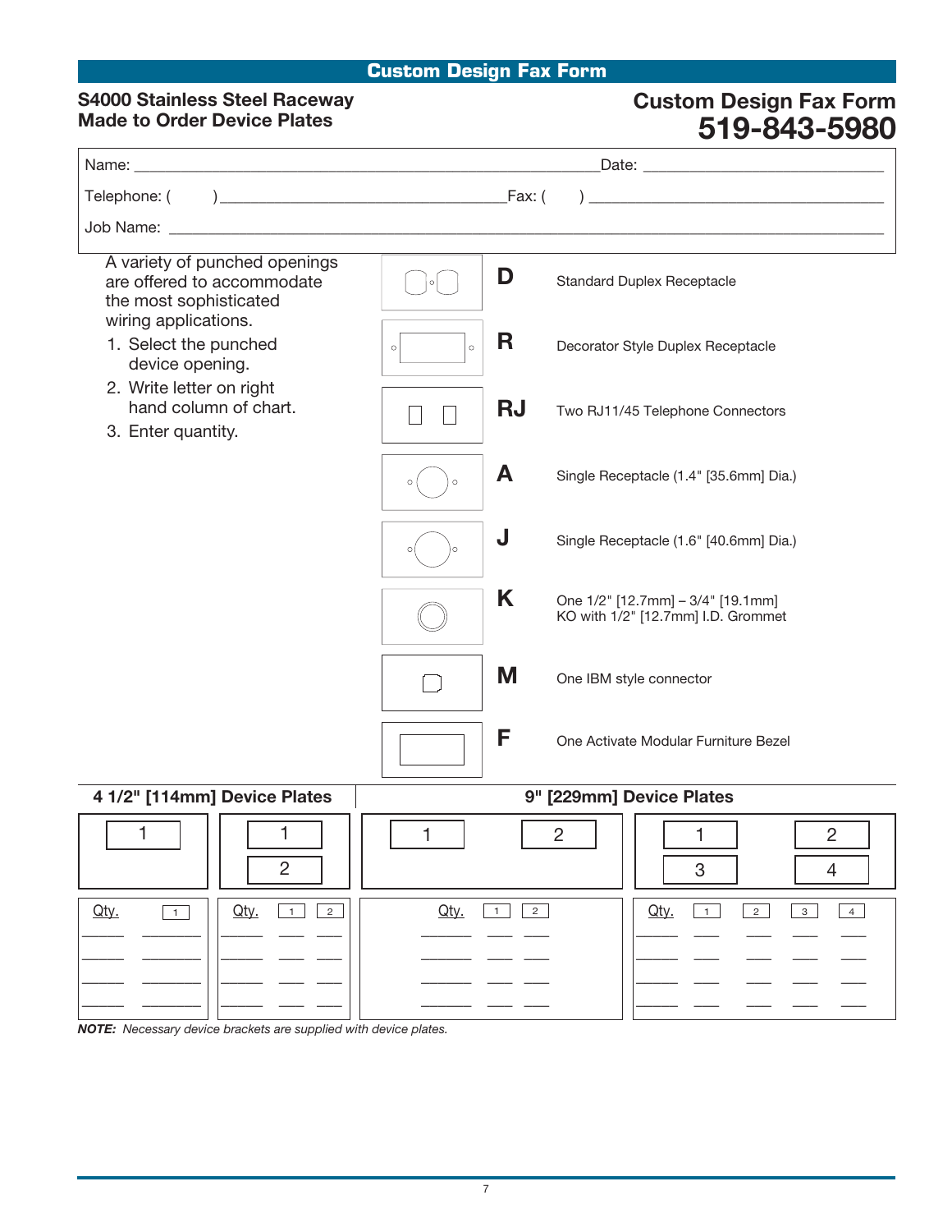# Custom Design Fax Form

## S4000 Stainless Steel Raceway Made to Order Device Plates

## Custom Design Fax Form
## 519-843-5980

Name: ____________________ Date: ____________________

Telephone: (      ) ____________________ Fax: (      ) ____________________

Job Name: ____________________

A variety of punched openings are offered to accommodate the most sophisticated wiring applications.

1. Select the punched device opening.
2. Write letter on right hand column of chart.
3. Enter quantity.

| Code | Description |
|---|---|
| **D** | Standard Duplex Receptacle |
| **R** | Decorator Style Duplex Receptacle |
| **RJ** | Two RJ11/45 Telephone Connectors |
| **A** | Single Receptacle (1.4" [35.6mm] Dia.) |
| **J** | Single Receptacle (1.6" [40.6mm] Dia.) |
| **K** | One 1/2" [12.7mm] – 3/4" [19.1mm] KO with 1/2" [12.7mm] I.D. Grommet |
| **M** | One IBM style connector |
| **F** | One Activate Modular Furniture Bezel |

### 4 1/2" [114mm] Device Plates

| Qty. | 1 |
|---|---|
| ____ | ____ |
| ____ | ____ |
| ____ | ____ |
| ____ | ____ |

| Qty. | 1 | 2 |
|---|---|---|
| ____ | ____ | ____ |
| ____ | ____ | ____ |
| ____ | ____ | ____ |
| ____ | ____ | ____ |

### 9" [229mm] Device Plates

| Qty. | 1 | 2 |
|---|---|---|
| ____ | ____ | ____ |
| ____ | ____ | ____ |
| ____ | ____ | ____ |
| ____ | ____ | ____ |

| Qty. | 1 | 2 | 3 | 4 |
|---|---|---|---|---|
| ____ | ____ | ____ | ____ | ____ |
| ____ | ____ | ____ | ____ | ____ |
| ____ | ____ | ____ | ____ | ____ |
| ____ | ____ | ____ | ____ | ____ |

***NOTE:*** *Necessary device brackets are supplied with device plates.*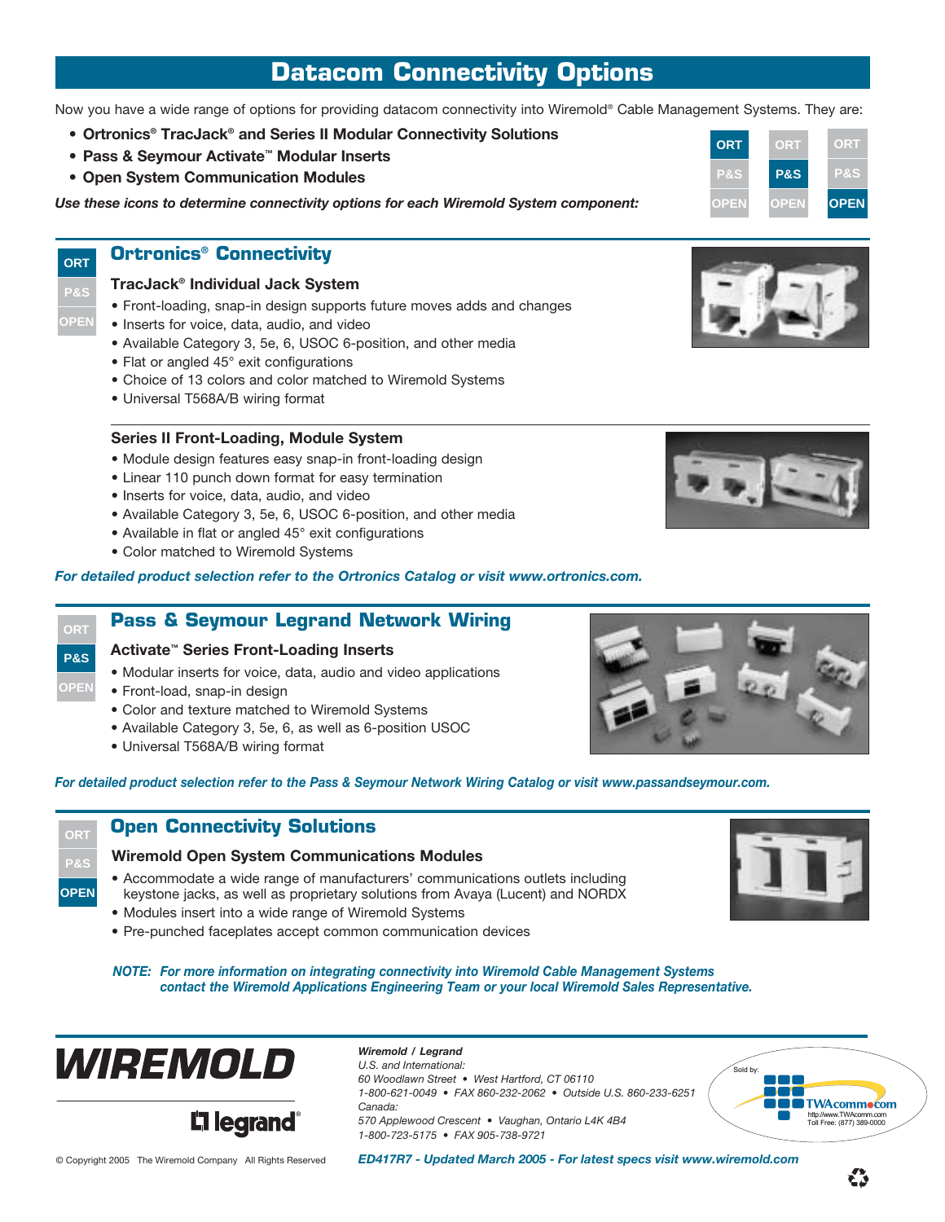# Datacom Connectivity Options

Now you have a wide range of options for providing datacom connectivity into Wiremold® Cable Management Systems. They are:

- **Ortronics® TracJack® and Series II Modular Connectivity Solutions**
- **Pass & Seymour Activate™ Modular Inserts**
- **Open System Communication Modules**

***Use these icons to determine connectivity options for each Wiremold System component:***

ORT / P&S / OPEN

## Ortronics® Connectivity

ORT

### TracJack® Individual Jack System

- Front-loading, snap-in design supports future moves adds and changes
- Inserts for voice, data, audio, and video
- Available Category 3, 5e, 6, USOC 6-position, and other media
- Flat or angled 45° exit configurations
- Choice of 13 colors and color matched to Wiremold Systems
- Universal T568A/B wiring format

### Series II Front-Loading, Module System

- Module design features easy snap-in front-loading design
- Linear 110 punch down format for easy termination
- Inserts for voice, data, audio, and video
- Available Category 3, 5e, 6, USOC 6-position, and other media
- Available in flat or angled 45° exit configurations
- Color matched to Wiremold Systems

***For detailed product selection refer to the Ortronics Catalog or visit www.ortronics.com.***

## Pass & Seymour Legrand Network Wiring

P&S

### Activate™ Series Front-Loading Inserts

- Modular inserts for voice, data, audio and video applications
- Front-load, snap-in design
- Color and texture matched to Wiremold Systems
- Available Category 3, 5e, 6, as well as 6-position USOC
- Universal T568A/B wiring format

***For detailed product selection refer to the Pass & Seymour Network Wiring Catalog or visit www.passandseymour.com.***

## Open Connectivity Solutions

OPEN

### Wiremold Open System Communications Modules

- Accommodate a wide range of manufacturers' communications outlets including keystone jacks, as well as proprietary solutions from Avaya (Lucent) and NORDX
- Modules insert into a wide range of Wiremold Systems
- Pre-punched faceplates accept common communication devices

***NOTE: For more information on integrating connectivity into Wiremold Cable Management Systems contact the Wiremold Applications Engineering Team or your local Wiremold Sales Representative.***

**WIREMOLD**

legrand®

***Wiremold / Legrand***
*U.S. and International:*
*60 Woodlawn Street • West Hartford, CT 06110*
*1-800-621-0049 • FAX 860-232-2062 • Outside U.S. 860-233-6251*
*Canada:*
*570 Applewood Crescent • Vaughan, Ontario L4K 4B4*
*1-800-723-5175 • FAX 905-738-9721*

Sold by: TWAcomm.com
http://www.TWAcomm.com
Toll Free: (877) 389-0000

© Copyright 2005 The Wiremold Company All Rights Reserved

***ED417R7 - Updated March 2005 - For latest specs visit www.wiremold.com***